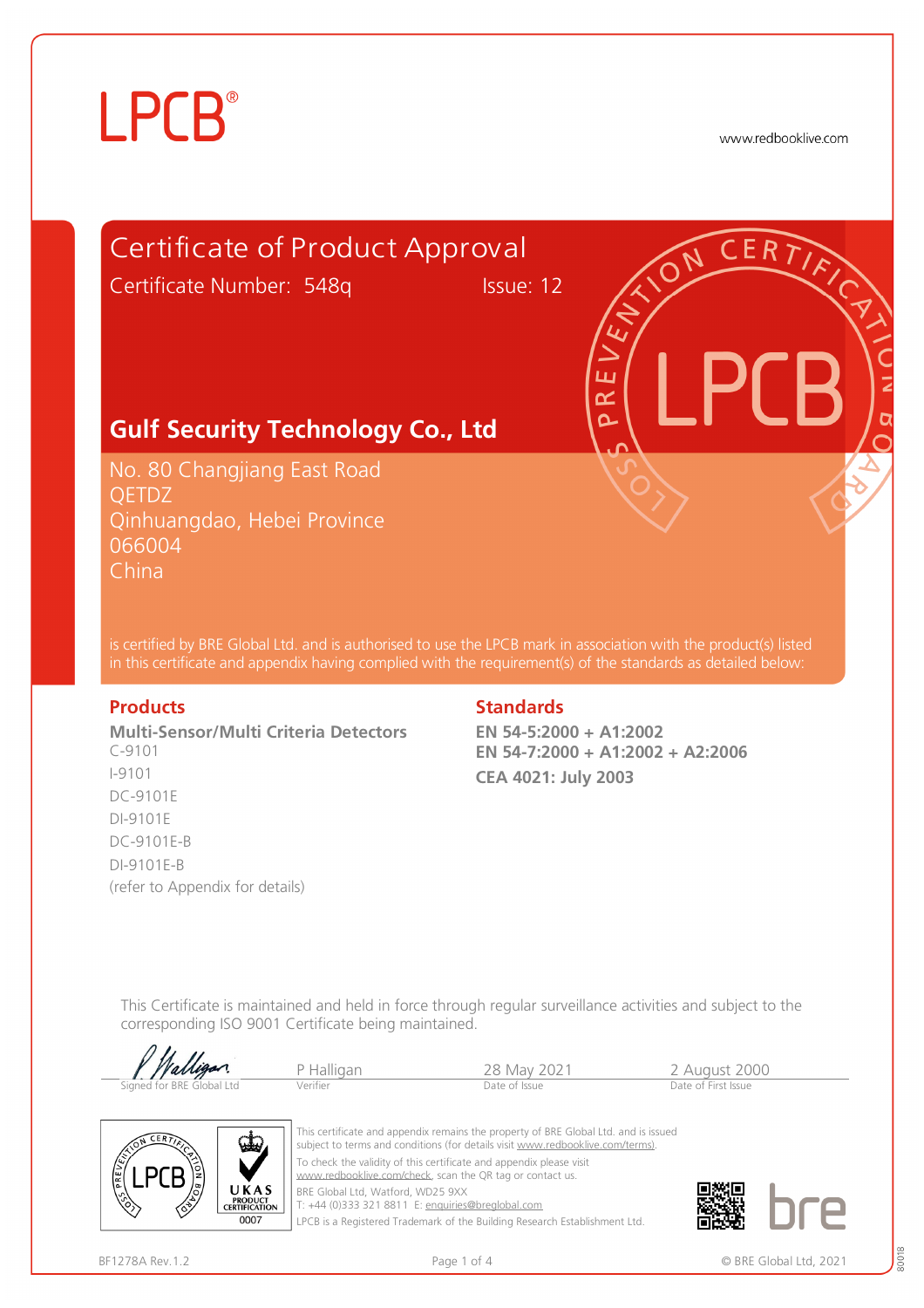# LPCB®

www.redbooklive.com

## Certificate of Product Approval

Certificate Number: 548q    Issue: 12

## Gulf Security Technology Co., Ltd

No. 80 Changjiang East Road
QETDZ
Qinhuangdao, Hebei Province
066004
China

is certified by BRE Global Ltd. and is authorised to use the LPCB mark in association with the product(s) listed in this certificate and appendix having complied with the requirement(s) of the standards as detailed below:

### Products

**Multi-Sensor/Multi Criteria Detectors**

C-9101
I-9101
DC-9101E
DI-9101E
DC-9101E-B
DI-9101E-B
(refer to Appendix for details)

### Standards

**EN 54-5:2000 + A1:2002**
**EN 54-7:2000 + A1:2002 + A2:2006**
**CEA 4021: July 2003**

This Certificate is maintained and held in force through regular surveillance activities and subject to the corresponding ISO 9001 Certificate being maintained.

| Signed for BRE Global Ltd | P Halligan | 28 May 2021 | 2 August 2000 |
|---|---|---|---|
| | Verifier | Date of Issue | Date of First Issue |

UKAS PRODUCT CERTIFICATION 0007

This certificate and appendix remains the property of BRE Global Ltd. and is issued subject to terms and conditions (for details visit www.redbooklive.com/terms).
To check the validity of this certificate and appendix please visit www.redbooklive.com/check, scan the QR tag or contact us.
BRE Global Ltd, Watford, WD25 9XX
T: +44 (0)333 321 8811 E: enquiries@breglobal.com
LPCB is a Registered Trademark of the Building Research Establishment Ltd.

BF1278A Rev.1.2

© BRE Global Ltd, 2021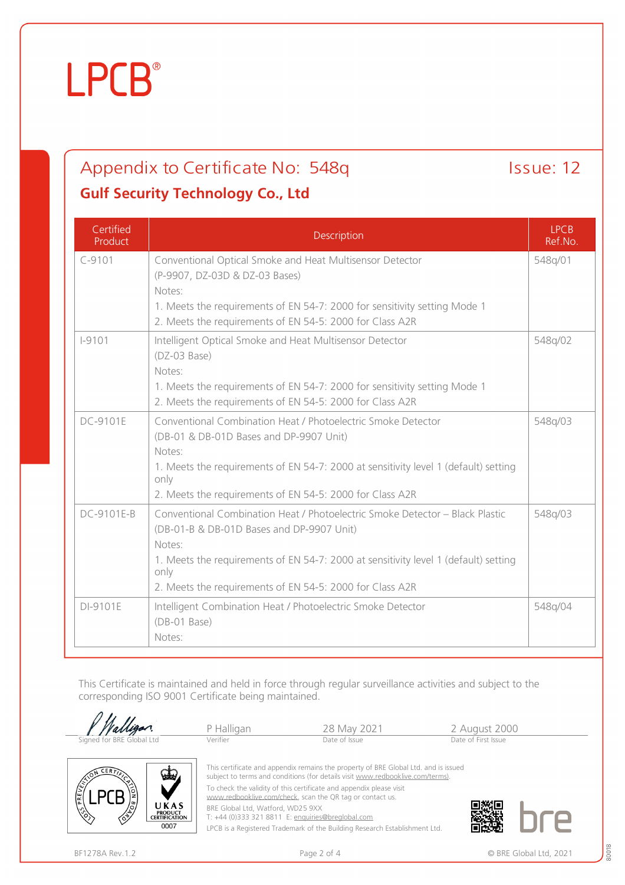LPCB®

# Appendix to Certificate No: 548q

Issue: 12

## Gulf Security Technology Co., Ltd

| Certified Product | Description | LPCB Ref.No. |
|---|---|---|
| C-9101 | Conventional Optical Smoke and Heat Multisensor Detector<br>(P-9907, DZ-03D & DZ-03 Bases)<br>Notes:<br>1. Meets the requirements of EN 54-7: 2000 for sensitivity setting Mode 1<br>2. Meets the requirements of EN 54-5: 2000 for Class A2R | 548q/01 |
| I-9101 | Intelligent Optical Smoke and Heat Multisensor Detector<br>(DZ-03 Base)<br>Notes:<br>1. Meets the requirements of EN 54-7: 2000 for sensitivity setting Mode 1<br>2. Meets the requirements of EN 54-5: 2000 for Class A2R | 548q/02 |
| DC-9101E | Conventional Combination Heat / Photoelectric Smoke Detector<br>(DB-01 & DB-01D Bases and DP-9907 Unit)<br>Notes:<br>1. Meets the requirements of EN 54-7: 2000 at sensitivity level 1 (default) setting only<br>2. Meets the requirements of EN 54-5: 2000 for Class A2R | 548q/03 |
| DC-9101E-B | Conventional Combination Heat / Photoelectric Smoke Detector – Black Plastic<br>(DB-01-B & DB-01D Bases and DP-9907 Unit)<br>Notes:<br>1. Meets the requirements of EN 54-7: 2000 at sensitivity level 1 (default) setting only<br>2. Meets the requirements of EN 54-5: 2000 for Class A2R | 548q/03 |
| DI-9101E | Intelligent Combination Heat / Photoelectric Smoke Detector<br>(DB-01 Base)<br>Notes: | 548q/04 |

This Certificate is maintained and held in force through regular surveillance activities and subject to the corresponding ISO 9001 Certificate being maintained.

| Signed for BRE Global Ltd | P Halligan<br>Verifier | 28 May 2021<br>Date of Issue | 2 August 2000<br>Date of First Issue |
|---|---|---|---|

This certificate and appendix remains the property of BRE Global Ltd. and is issued subject to terms and conditions (for details visit www.redbooklive.com/terms).

To check the validity of this certificate and appendix please visit www.redbooklive.com/check, scan the QR tag or contact us.

BRE Global Ltd, Watford, WD25 9XX
T: +44 (0)333 321 8811 E: enquiries@breglobal.com

LPCB is a Registered Trademark of the Building Research Establishment Ltd.

BF1278A Rev.1.2

© BRE Global Ltd, 2021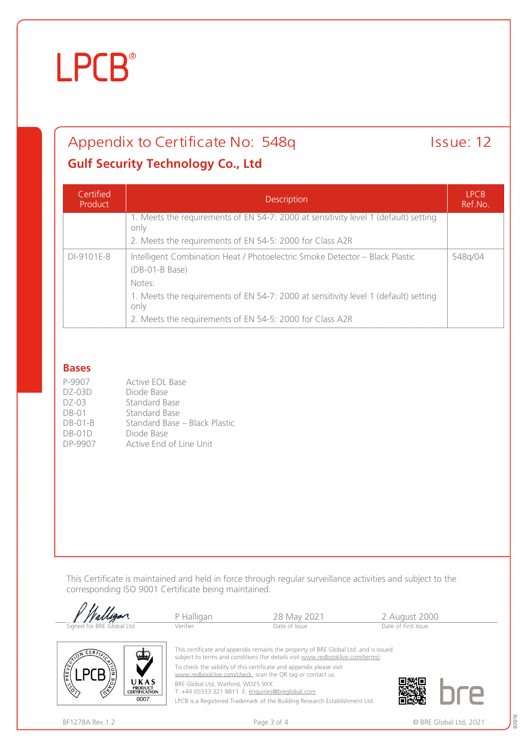# LPCB®

## Appendix to Certificate No: 548q

Issue: 12

### Gulf Security Technology Co., Ltd

| Certified Product | Description | LPCB Ref.No. |
|---|---|---|
| | 1. Meets the requirements of EN 54-7: 2000 at sensitivity level 1 (default) setting only<br>2. Meets the requirements of EN 54-5: 2000 for Class A2R | |
| DI-9101E-B | Intelligent Combination Heat / Photoelectric Smoke Detector – Black Plastic (DB-01-B Base)<br>Notes:<br>1. Meets the requirements of EN 54-7: 2000 at sensitivity level 1 (default) setting only<br>2. Meets the requirements of EN 54-5: 2000 for Class A2R | 548q/04 |

### Bases

| | |
|---|---|
| P-9907 | Active EOL Base |
| DZ-03D | Diode Base |
| DZ-03 | Standard Base |
| DB-01 | Standard Base |
| DB-01-B | Standard Base – Black Plastic |
| DB-01D | Diode Base |
| DP-9907 | Active End of Line Unit |

This Certificate is maintained and held in force through regular surveillance activities and subject to the corresponding ISO 9001 Certificate being maintained.

| Signed for BRE Global Ltd | P Halligan<br>Verifier | 28 May 2021<br>Date of Issue | 2 August 2000<br>Date of First Issue |
|---|---|---|---|

This certificate and appendix remains the property of BRE Global Ltd. and is issued subject to terms and conditions (for details visit www.redbooklive.com/terms).

To check the validity of this certificate and appendix please visit www.redbooklive.com/check, scan the QR tag or contact us.

BRE Global Ltd, Watford, WD25 9XX
T: +44 (0)333 321 8811 E: enquiries@breglobal.com

LPCB is a Registered Trademark of the Building Research Establishment Ltd.

UKAS PRODUCT CERTIFICATION 0007

BF1278A Rev.1.2

© BRE Global Ltd, 2021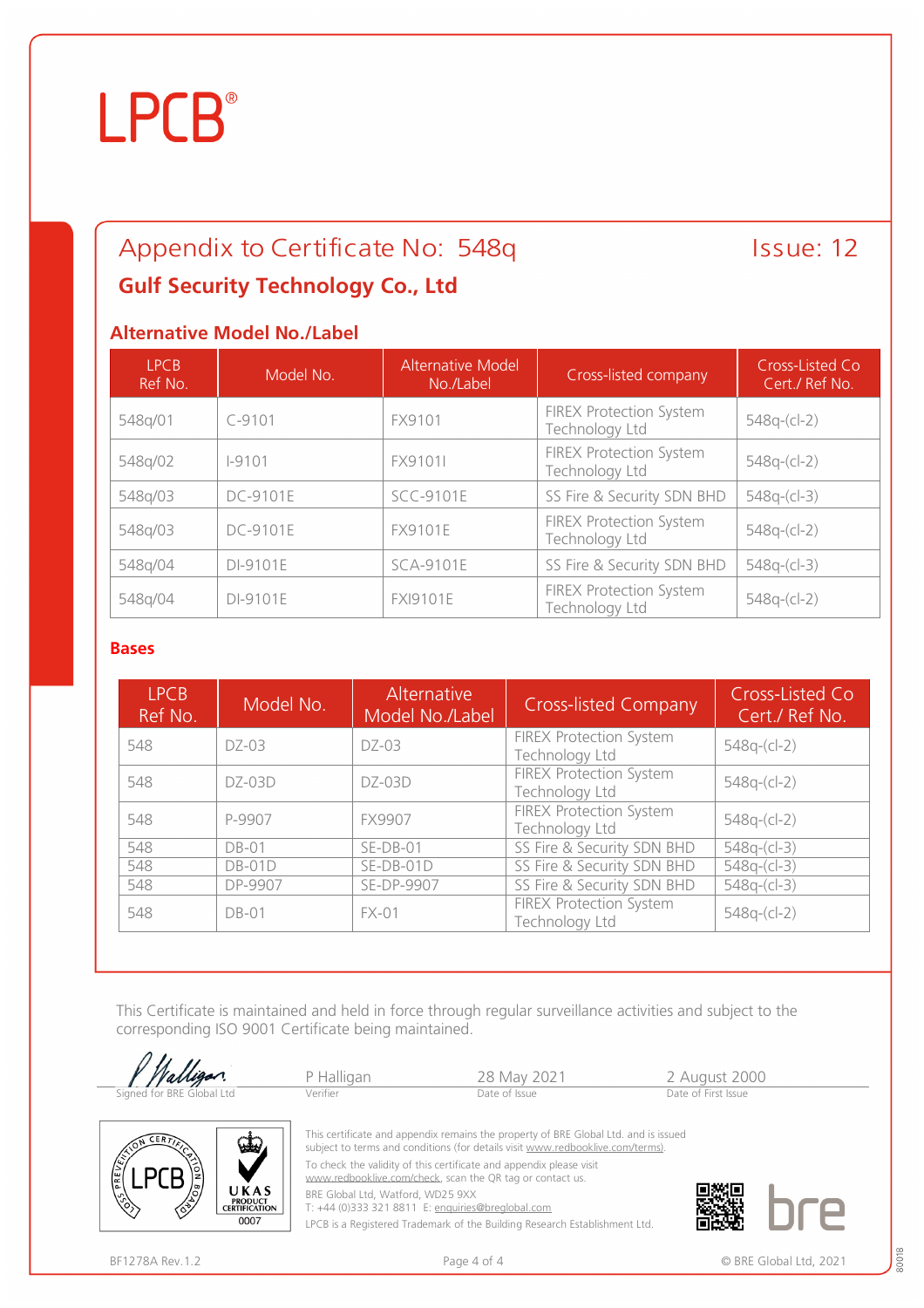LPCB®

# Appendix to Certificate No: 548q

Issue: 12

## Gulf Security Technology Co., Ltd

### Alternative Model No./Label

| LPCB Ref No. | Model No. | Alternative Model No./Label | Cross-listed company | Cross-Listed Co Cert./ Ref No. |
|---|---|---|---|---|
| 548q/01 | C-9101 | FX9101 | FIREX Protection System Technology Ltd | 548q-(cl-2) |
| 548q/02 | I-9101 | FX9101I | FIREX Protection System Technology Ltd | 548q-(cl-2) |
| 548q/03 | DC-9101E | SCC-9101E | SS Fire & Security SDN BHD | 548q-(cl-3) |
| 548q/03 | DC-9101E | FX9101E | FIREX Protection System Technology Ltd | 548q-(cl-2) |
| 548q/04 | DI-9101E | SCA-9101E | SS Fire & Security SDN BHD | 548q-(cl-3) |
| 548q/04 | DI-9101E | FXI9101E | FIREX Protection System Technology Ltd | 548q-(cl-2) |

### Bases

| LPCB Ref No. | Model No. | Alternative Model No./Label | Cross-listed Company | Cross-Listed Co Cert./ Ref No. |
|---|---|---|---|---|
| 548 | DZ-03 | DZ-03 | FIREX Protection System Technology Ltd | 548q-(cl-2) |
| 548 | DZ-03D | DZ-03D | FIREX Protection System Technology Ltd | 548q-(cl-2) |
| 548 | P-9907 | FX9907 | FIREX Protection System Technology Ltd | 548q-(cl-2) |
| 548 | DB-01 | SE-DB-01 | SS Fire & Security SDN BHD | 548q-(cl-3) |
| 548 | DB-01D | SE-DB-01D | SS Fire & Security SDN BHD | 548q-(cl-3) |
| 548 | DP-9907 | SE-DP-9907 | SS Fire & Security SDN BHD | 548q-(cl-3) |
| 548 | DB-01 | FX-01 | FIREX Protection System Technology Ltd | 548q-(cl-2) |

This Certificate is maintained and held in force through regular surveillance activities and subject to the corresponding ISO 9001 Certificate being maintained.

| Signed for BRE Global Ltd | P Halligan<br>Verifier | 28 May 2021<br>Date of Issue | 2 August 2000<br>Date of First Issue |
|---|---|---|---|

This certificate and appendix remains the property of BRE Global Ltd. and is issued subject to terms and conditions (for details visit www.redbooklive.com/terms).

To check the validity of this certificate and appendix please visit www.redbooklive.com/check, scan the QR tag or contact us.

BRE Global Ltd, Watford, WD25 9XX
T: +44 (0)333 321 8811 E: enquiries@breglobal.com

LPCB is a Registered Trademark of the Building Research Establishment Ltd.

BF1278A Rev.1.2

© BRE Global Ltd, 2021